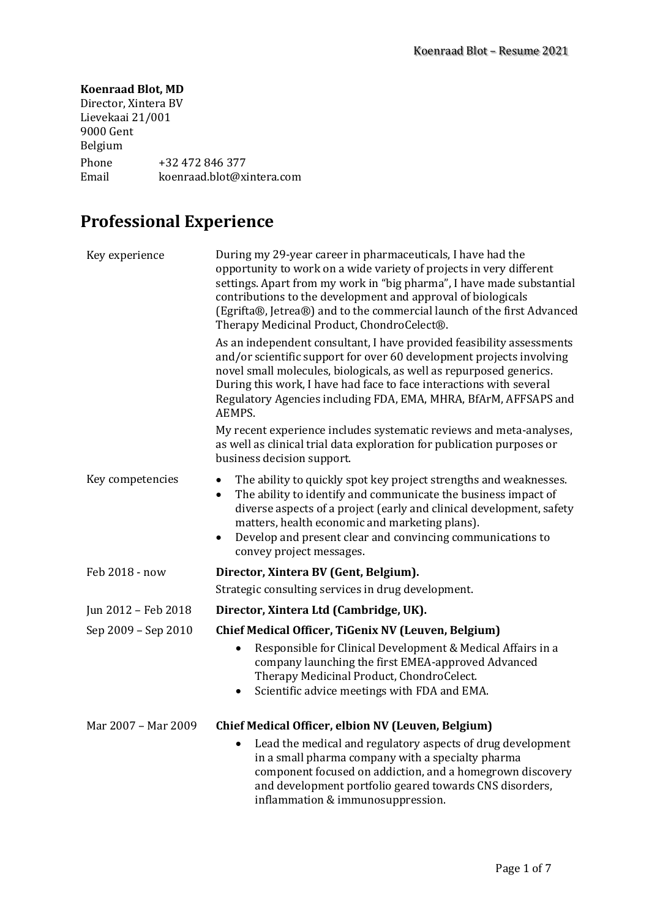**Koenraad Blot, MD**
Director, Xintera BV
Lievekaai 21/001
9000 Gent
Belgium

| | |
|---|---|
| Phone | +32 472 846 377 |
| Email | koenraad.blot@xintera.com |

# Professional Experience

| | |
|---|---|
| Key experience | During my 29-year career in pharmaceuticals, I have had the opportunity to work on a wide variety of projects in very different settings. Apart from my work in "big pharma", I have made substantial contributions to the development and approval of biologicals (Egrifta®, Jetrea®) and to the commercial launch of the first Advanced Therapy Medicinal Product, ChondroCelect®.<br><br>As an independent consultant, I have provided feasibility assessments and/or scientific support for over 60 development projects involving novel small molecules, biologicals, as well as repurposed generics. During this work, I have had face to face interactions with several Regulatory Agencies including FDA, EMA, MHRA, BfArM, AFFSAPS and AEMPS.<br><br>My recent experience includes systematic reviews and meta-analyses, as well as clinical trial data exploration for publication purposes or business decision support. |
| Key competencies | • The ability to quickly spot key project strengths and weaknesses.<br>• The ability to identify and communicate the business impact of diverse aspects of a project (early and clinical development, safety matters, health economic and marketing plans).<br>• Develop and present clear and convincing communications to convey project messages. |
| Feb 2018 - now | **Director, Xintera BV (Gent, Belgium).**<br>Strategic consulting services in drug development. |
| Jun 2012 – Feb 2018 | **Director, Xintera Ltd (Cambridge, UK).** |
| Sep 2009 – Sep 2010 | **Chief Medical Officer, TiGenix NV (Leuven, Belgium)**<br>• Responsible for Clinical Development & Medical Affairs in a company launching the first EMEA-approved Advanced Therapy Medicinal Product, ChondroCelect.<br>• Scientific advice meetings with FDA and EMA. |
| Mar 2007 – Mar 2009 | **Chief Medical Officer, elbion NV (Leuven, Belgium)**<br>• Lead the medical and regulatory aspects of drug development in a small pharma company with a specialty pharma component focused on addiction, and a homegrown discovery and development portfolio geared towards CNS disorders, inflammation & immunosuppression. |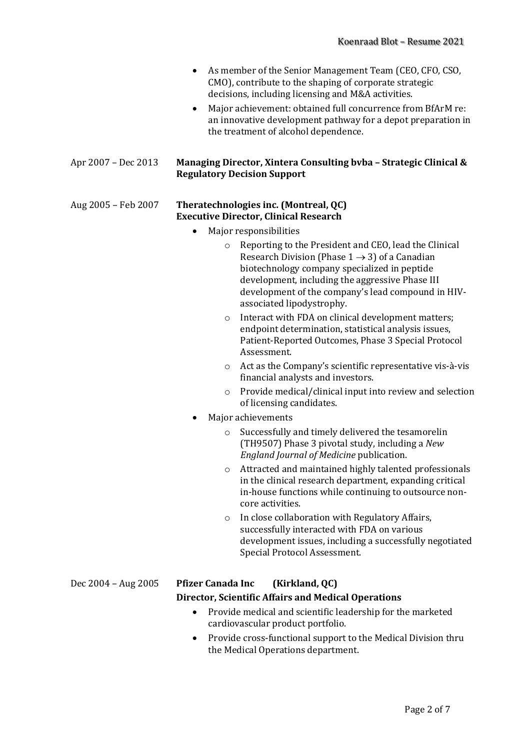- As member of the Senior Management Team (CEO, CFO, CSO, CMO), contribute to the shaping of corporate strategic decisions, including licensing and M&A activities.
- Major achievement: obtained full concurrence from BfArM re: an innovative development pathway for a depot preparation in the treatment of alcohol dependence.

Apr 2007 – Dec 2013 **Managing Director, Xintera Consulting bvba – Strategic Clinical & Regulatory Decision Support**

Aug 2005 – Feb 2007 **Theratechnologies inc. (Montreal, QC)**
**Executive Director, Clinical Research**

- Major responsibilities
  - Reporting to the President and CEO, lead the Clinical Research Division (Phase 1 → 3) of a Canadian biotechnology company specialized in peptide development, including the aggressive Phase III development of the company's lead compound in HIV-associated lipodystrophy.
  - Interact with FDA on clinical development matters; endpoint determination, statistical analysis issues, Patient-Reported Outcomes, Phase 3 Special Protocol Assessment.
  - Act as the Company's scientific representative vis-à-vis financial analysts and investors.
  - Provide medical/clinical input into review and selection of licensing candidates.
- Major achievements
  - Successfully and timely delivered the tesamorelin (TH9507) Phase 3 pivotal study, including a *New England Journal of Medicine* publication.
  - Attracted and maintained highly talented professionals in the clinical research department, expanding critical in-house functions while continuing to outsource non-core activities.
  - In close collaboration with Regulatory Affairs, successfully interacted with FDA on various development issues, including a successfully negotiated Special Protocol Assessment.

Dec 2004 – Aug 2005 **Pfizer Canada Inc (Kirkland, QC)**
**Director, Scientific Affairs and Medical Operations**

- Provide medical and scientific leadership for the marketed cardiovascular product portfolio.
- Provide cross-functional support to the Medical Division thru the Medical Operations department.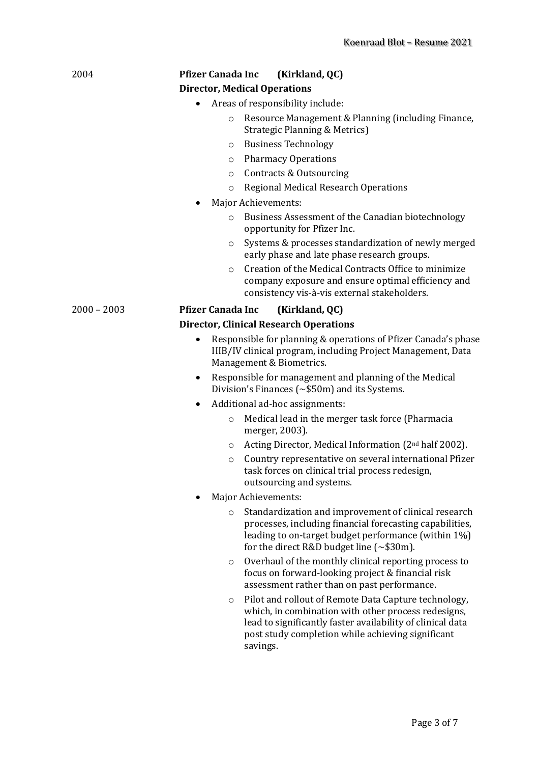**2004**

**Pfizer Canada Inc (Kirkland, QC)**

**Director, Medical Operations**

- Areas of responsibility include:
  - Resource Management & Planning (including Finance, Strategic Planning & Metrics)
  - Business Technology
  - Pharmacy Operations
  - Contracts & Outsourcing
  - Regional Medical Research Operations
- Major Achievements:
  - Business Assessment of the Canadian biotechnology opportunity for Pfizer Inc.
  - Systems & processes standardization of newly merged early phase and late phase research groups.
  - Creation of the Medical Contracts Office to minimize company exposure and ensure optimal efficiency and consistency vis-à-vis external stakeholders.

**2000 – 2003**

**Pfizer Canada Inc (Kirkland, QC)**

**Director, Clinical Research Operations**

- Responsible for planning & operations of Pfizer Canada's phase IIIB/IV clinical program, including Project Management, Data Management & Biometrics.
- Responsible for management and planning of the Medical Division's Finances (~$50m) and its Systems.
- Additional ad-hoc assignments:
  - Medical lead in the merger task force (Pharmacia merger, 2003).
  - Acting Director, Medical Information (2nd half 2002).
  - Country representative on several international Pfizer task forces on clinical trial process redesign, outsourcing and systems.
- Major Achievements:
  - Standardization and improvement of clinical research processes, including financial forecasting capabilities, leading to on-target budget performance (within 1%) for the direct R&D budget line (~$30m).
  - Overhaul of the monthly clinical reporting process to focus on forward-looking project & financial risk assessment rather than on past performance.
  - Pilot and rollout of Remote Data Capture technology, which, in combination with other process redesigns, lead to significantly faster availability of clinical data post study completion while achieving significant savings.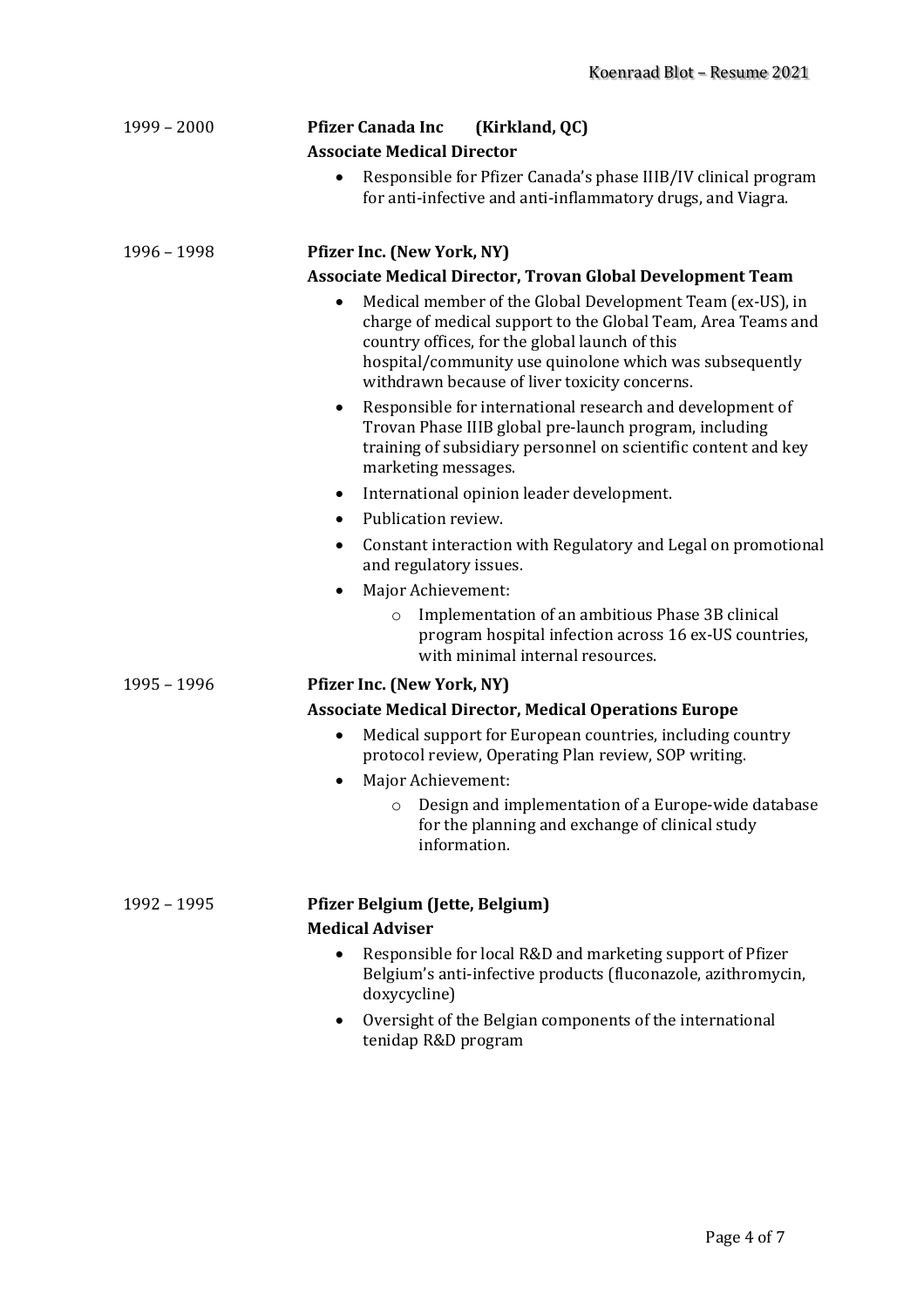1999 – 2000 **Pfizer Canada Inc (Kirkland, QC)**
**Associate Medical Director**

- Responsible for Pfizer Canada's phase IIIB/IV clinical program for anti-infective and anti-inflammatory drugs, and Viagra.

1996 – 1998 **Pfizer Inc. (New York, NY)**
**Associate Medical Director, Trovan Global Development Team**

- Medical member of the Global Development Team (ex-US), in charge of medical support to the Global Team, Area Teams and country offices, for the global launch of this hospital/community use quinolone which was subsequently withdrawn because of liver toxicity concerns.
- Responsible for international research and development of Trovan Phase IIIB global pre-launch program, including training of subsidiary personnel on scientific content and key marketing messages.
- International opinion leader development.
- Publication review.
- Constant interaction with Regulatory and Legal on promotional and regulatory issues.
- Major Achievement:
    - Implementation of an ambitious Phase 3B clinical program hospital infection across 16 ex-US countries, with minimal internal resources.

1995 – 1996 **Pfizer Inc. (New York, NY)**
**Associate Medical Director, Medical Operations Europe**

- Medical support for European countries, including country protocol review, Operating Plan review, SOP writing.
- Major Achievement:
    - Design and implementation of a Europe-wide database for the planning and exchange of clinical study information.

1992 – 1995 **Pfizer Belgium (Jette, Belgium)**
**Medical Adviser**

- Responsible for local R&D and marketing support of Pfizer Belgium's anti-infective products (fluconazole, azithromycin, doxycycline)
- Oversight of the Belgian components of the international tenidap R&D program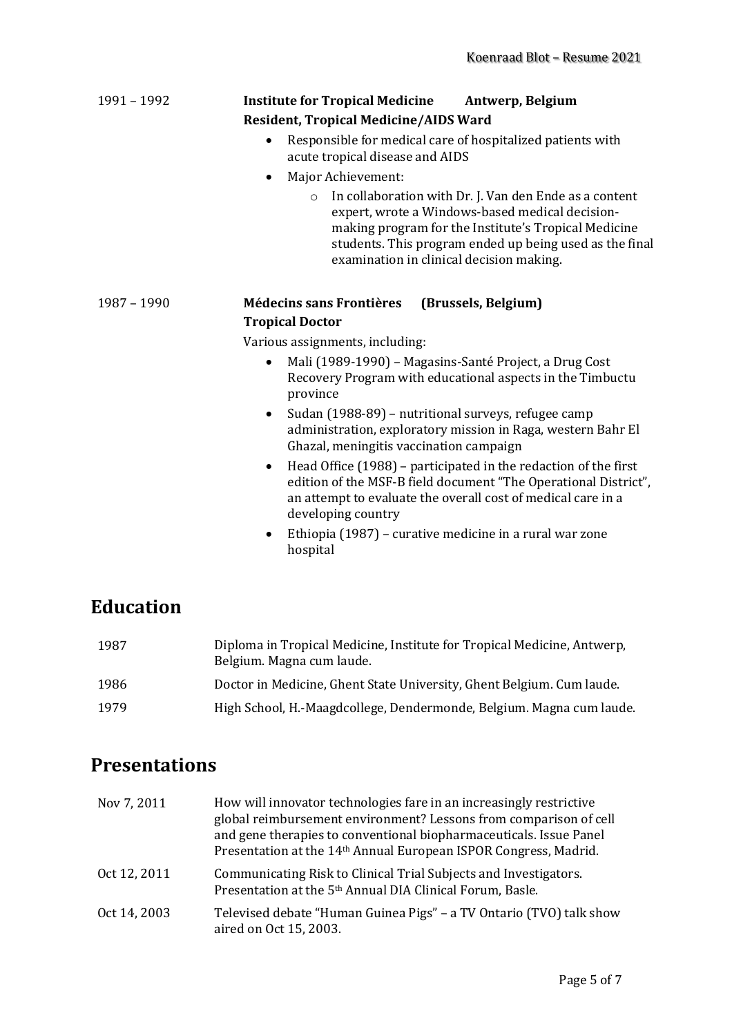1991 – 1992 **Institute for Tropical Medicine Antwerp, Belgium**
**Resident, Tropical Medicine/AIDS Ward**

- Responsible for medical care of hospitalized patients with acute tropical disease and AIDS
- Major Achievement:
  - In collaboration with Dr. J. Van den Ende as a content expert, wrote a Windows-based medical decision-making program for the Institute's Tropical Medicine students. This program ended up being used as the final examination in clinical decision making.

1987 – 1990 **Médecins sans Frontières (Brussels, Belgium)**
**Tropical Doctor**

Various assignments, including:

- Mali (1989-1990) – Magasins-Santé Project, a Drug Cost Recovery Program with educational aspects in the Timbuctu province
- Sudan (1988-89) – nutritional surveys, refugee camp administration, exploratory mission in Raga, western Bahr El Ghazal, meningitis vaccination campaign
- Head Office (1988) – participated in the redaction of the first edition of the MSF-B field document "The Operational District", an attempt to evaluate the overall cost of medical care in a developing country
- Ethiopia (1987) – curative medicine in a rural war zone hospital

## Education

| | |
|---|---|
| 1987 | Diploma in Tropical Medicine, Institute for Tropical Medicine, Antwerp, Belgium. Magna cum laude. |
| 1986 | Doctor in Medicine, Ghent State University, Ghent Belgium. Cum laude. |
| 1979 | High School, H.-Maagdcollege, Dendermonde, Belgium. Magna cum laude. |

## Presentations

| | |
|---|---|
| Nov 7, 2011 | How will innovator technologies fare in an increasingly restrictive global reimbursement environment? Lessons from comparison of cell and gene therapies to conventional biopharmaceuticals. Issue Panel Presentation at the 14th Annual European ISPOR Congress, Madrid. |
| Oct 12, 2011 | Communicating Risk to Clinical Trial Subjects and Investigators. Presentation at the 5th Annual DIA Clinical Forum, Basle. |
| Oct 14, 2003 | Televised debate "Human Guinea Pigs" – a TV Ontario (TVO) talk show aired on Oct 15, 2003. |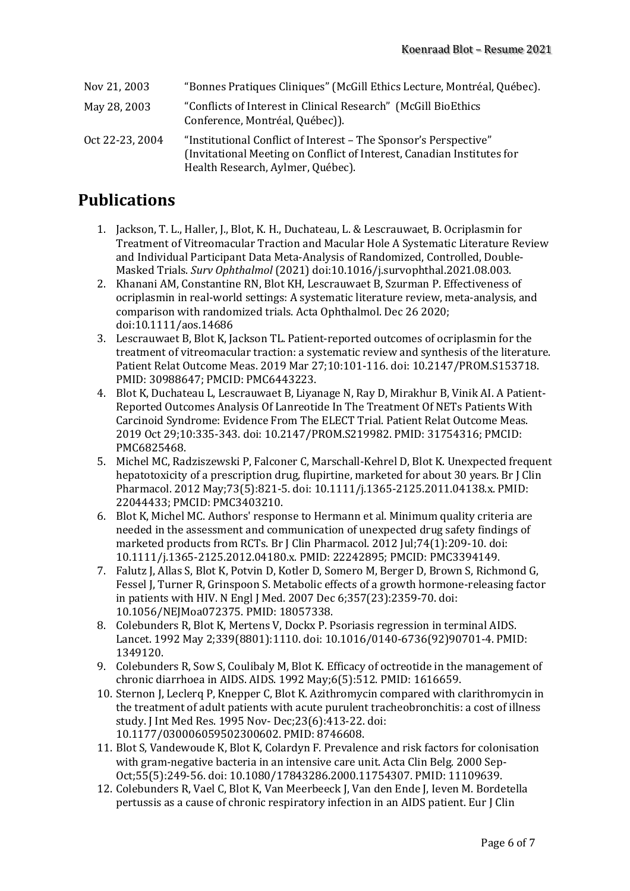| | |
|---|---|
| Nov 21, 2003 | "Bonnes Pratiques Cliniques" (McGill Ethics Lecture, Montréal, Québec). |
| May 28, 2003 | "Conflicts of Interest in Clinical Research" (McGill BioEthics Conference, Montréal, Québec)). |
| Oct 22-23, 2004 | "Institutional Conflict of Interest – The Sponsor's Perspective" (Invitational Meeting on Conflict of Interest, Canadian Institutes for Health Research, Aylmer, Québec). |

# Publications

1. Jackson, T. L., Haller, J., Blot, K. H., Duchateau, L. & Lescrauwaet, B. Ocriplasmin for Treatment of Vitreomacular Traction and Macular Hole A Systematic Literature Review and Individual Participant Data Meta-Analysis of Randomized, Controlled, Double-Masked Trials. *Surv Ophthalmol* (2021) doi:10.1016/j.survophthal.2021.08.003.
2. Khanani AM, Constantine RN, Blot KH, Lescrauwaet B, Szurman P. Effectiveness of ocriplasmin in real-world settings: A systematic literature review, meta-analysis, and comparison with randomized trials. Acta Ophthalmol. Dec 26 2020; doi:10.1111/aos.14686
3. Lescrauwaet B, Blot K, Jackson TL. Patient-reported outcomes of ocriplasmin for the treatment of vitreomacular traction: a systematic review and synthesis of the literature. Patient Relat Outcome Meas. 2019 Mar 27;10:101-116. doi: 10.2147/PROM.S153718. PMID: 30988647; PMCID: PMC6443223.
4. Blot K, Duchateau L, Lescrauwaet B, Liyanage N, Ray D, Mirakhur B, Vinik AI. A Patient-Reported Outcomes Analysis Of Lanreotide In The Treatment Of NETs Patients With Carcinoid Syndrome: Evidence From The ELECT Trial. Patient Relat Outcome Meas. 2019 Oct 29;10:335-343. doi: 10.2147/PROM.S219982. PMID: 31754316; PMCID: PMC6825468.
5. Michel MC, Radziszewski P, Falconer C, Marschall-Kehrel D, Blot K. Unexpected frequent hepatotoxicity of a prescription drug, flupirtine, marketed for about 30 years. Br J Clin Pharmacol. 2012 May;73(5):821-5. doi: 10.1111/j.1365-2125.2011.04138.x. PMID: 22044433; PMCID: PMC3403210.
6. Blot K, Michel MC. Authors' response to Hermann et al. Minimum quality criteria are needed in the assessment and communication of unexpected drug safety findings of marketed products from RCTs. Br J Clin Pharmacol. 2012 Jul;74(1):209-10. doi: 10.1111/j.1365-2125.2012.04180.x. PMID: 22242895; PMCID: PMC3394149.
7. Falutz J, Allas S, Blot K, Potvin D, Kotler D, Somero M, Berger D, Brown S, Richmond G, Fessel J, Turner R, Grinspoon S. Metabolic effects of a growth hormone-releasing factor in patients with HIV. N Engl J Med. 2007 Dec 6;357(23):2359-70. doi: 10.1056/NEJMoa072375. PMID: 18057338.
8. Colebunders R, Blot K, Mertens V, Dockx P. Psoriasis regression in terminal AIDS. Lancet. 1992 May 2;339(8801):1110. doi: 10.1016/0140-6736(92)90701-4. PMID: 1349120.
9. Colebunders R, Sow S, Coulibaly M, Blot K. Efficacy of octreotide in the management of chronic diarrhoea in AIDS. AIDS. 1992 May;6(5):512. PMID: 1616659.
10. Sternon J, Leclerq P, Knepper C, Blot K. Azithromycin compared with clarithromycin in the treatment of adult patients with acute purulent tracheobronchitis: a cost of illness study. J Int Med Res. 1995 Nov- Dec;23(6):413-22. doi: 10.1177/030006059502300602. PMID: 8746608.
11. Blot S, Vandewoude K, Blot K, Colardyn F. Prevalence and risk factors for colonisation with gram-negative bacteria in an intensive care unit. Acta Clin Belg. 2000 Sep-Oct;55(5):249-56. doi: 10.1080/17843286.2000.11754307. PMID: 11109639.
12. Colebunders R, Vael C, Blot K, Van Meerbeeck J, Van den Ende J, Ieven M. Bordetella pertussis as a cause of chronic respiratory infection in an AIDS patient. Eur J Clin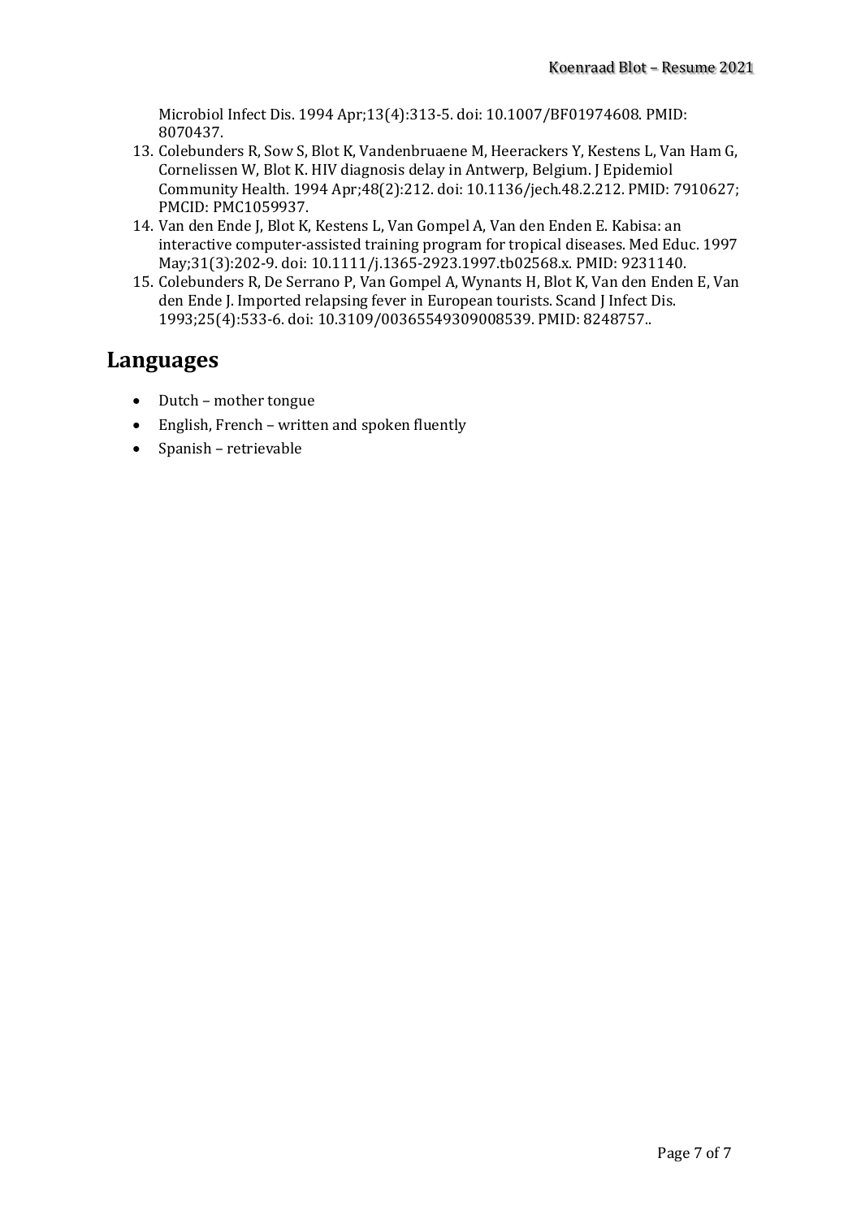Microbiol Infect Dis. 1994 Apr;13(4):313-5. doi: 10.1007/BF01974608. PMID: 8070437.

13. Colebunders R, Sow S, Blot K, Vandenbruaene M, Heerackers Y, Kestens L, Van Ham G, Cornelissen W, Blot K. HIV diagnosis delay in Antwerp, Belgium. J Epidemiol Community Health. 1994 Apr;48(2):212. doi: 10.1136/jech.48.2.212. PMID: 7910627; PMCID: PMC1059937.
14. Van den Ende J, Blot K, Kestens L, Van Gompel A, Van den Enden E. Kabisa: an interactive computer-assisted training program for tropical diseases. Med Educ. 1997 May;31(3):202-9. doi: 10.1111/j.1365-2923.1997.tb02568.x. PMID: 9231140.
15. Colebunders R, De Serrano P, Van Gompel A, Wynants H, Blot K, Van den Enden E, Van den Ende J. Imported relapsing fever in European tourists. Scand J Infect Dis. 1993;25(4):533-6. doi: 10.3109/00365549309008539. PMID: 8248757..

## Languages

- Dutch – mother tongue
- English, French – written and spoken fluently
- Spanish – retrievable